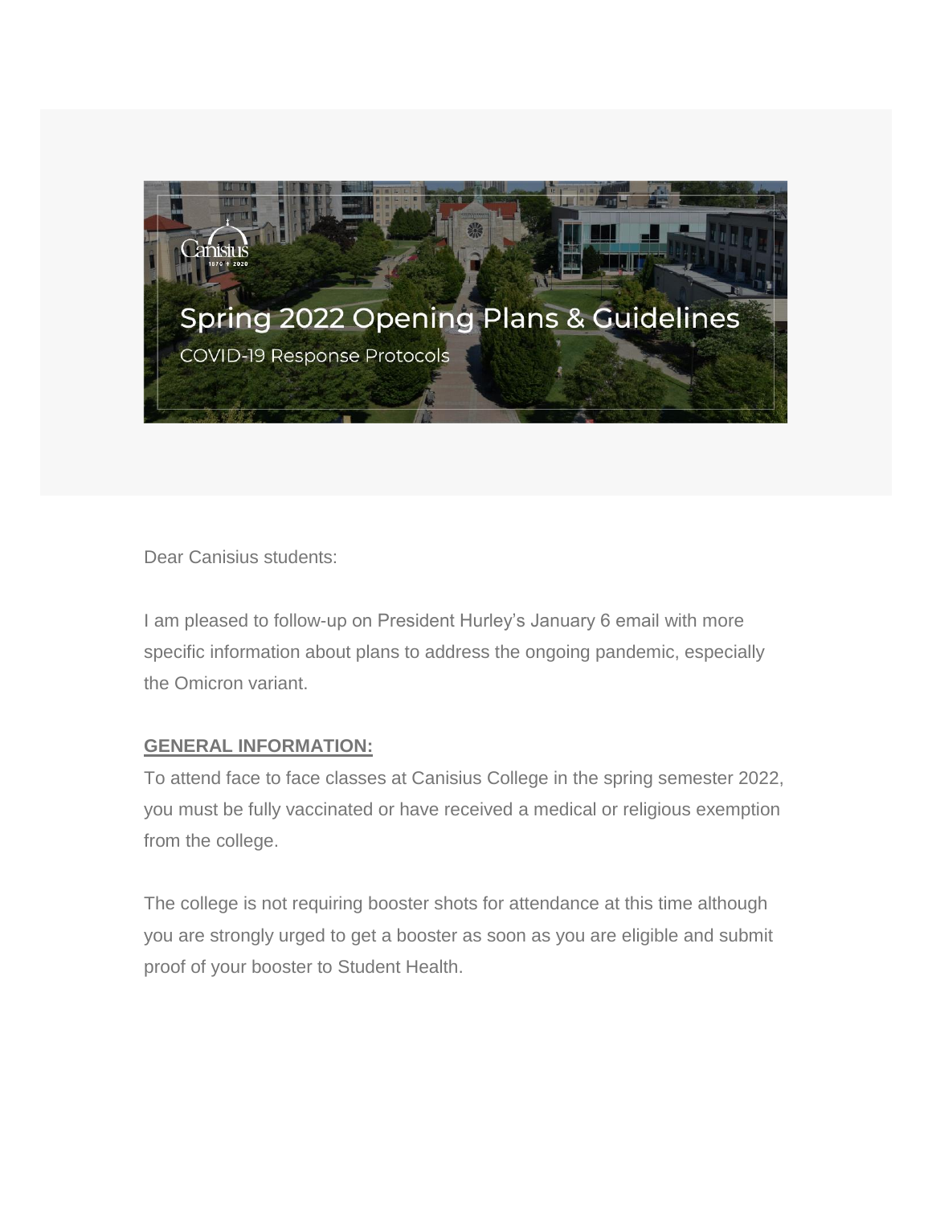# Spring 2022 Opening Plans & Guidelines

COVID-19 Response Protocols

Dear Canisius students:

I am pleased to follow-up on President Hurley's January 6 email with more specific information about plans to address the ongoing pandemic, especially the Omicron variant.

**GENERAL INFORMATION:**

To attend face to face classes at Canisius College in the spring semester 2022, you must be fully vaccinated or have received a medical or religious exemption from the college.

The college is not requiring booster shots for attendance at this time although you are strongly urged to get a booster as soon as you are eligible and submit proof of your booster to Student Health.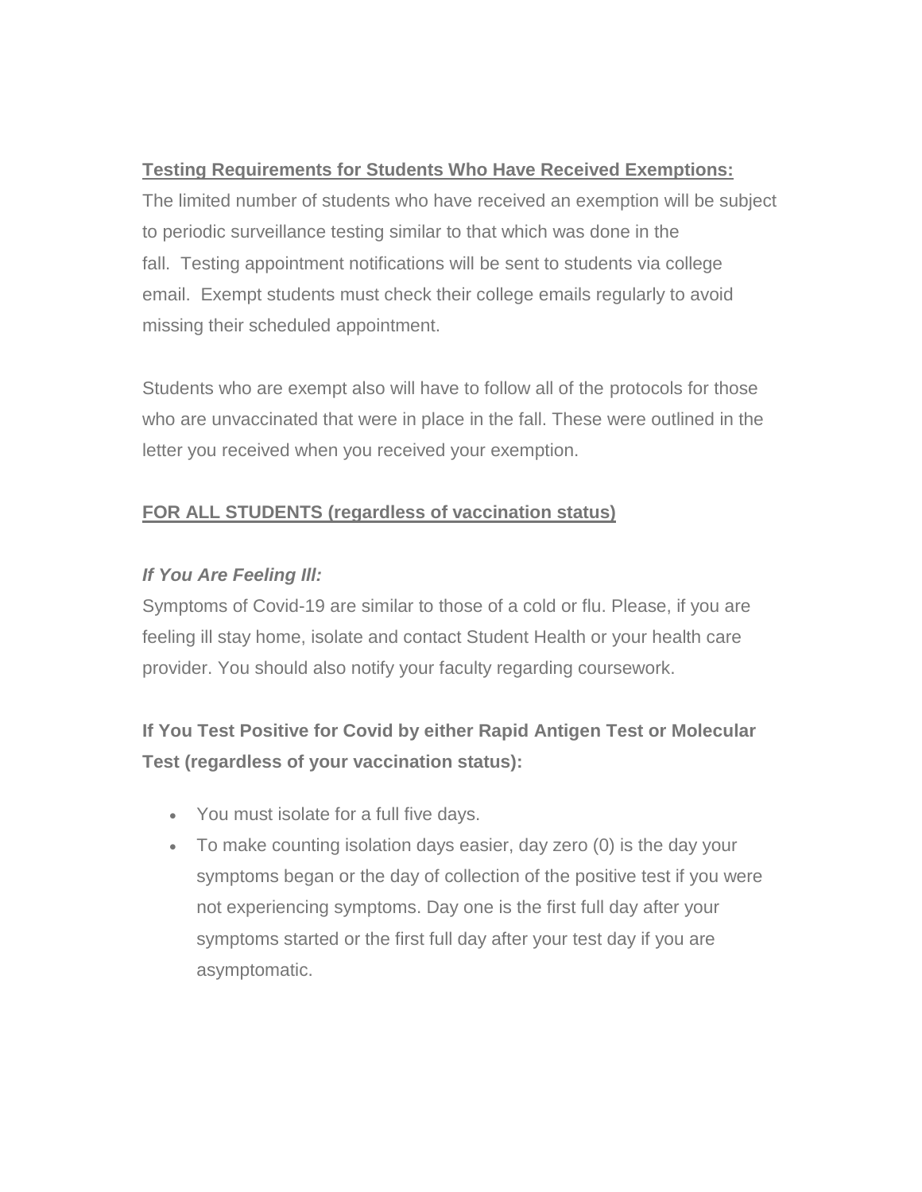**Testing Requirements for Students Who Have Received Exemptions:**

The limited number of students who have received an exemption will be subject to periodic surveillance testing similar to that which was done in the fall.  Testing appointment notifications will be sent to students via college email.  Exempt students must check their college emails regularly to avoid missing their scheduled appointment.

Students who are exempt also will have to follow all of the protocols for those who are unvaccinated that were in place in the fall. These were outlined in the letter you received when you received your exemption.

**FOR ALL STUDENTS (regardless of vaccination status)**

***If You Are Feeling Ill:***

Symptoms of Covid-19 are similar to those of a cold or flu. Please, if you are feeling ill stay home, isolate and contact Student Health or your health care provider. You should also notify your faculty regarding coursework.

**If You Test Positive for Covid by either Rapid Antigen Test or Molecular Test (regardless of your vaccination status):**

- You must isolate for a full five days.
- To make counting isolation days easier, day zero (0) is the day your symptoms began or the day of collection of the positive test if you were not experiencing symptoms. Day one is the first full day after your symptoms started or the first full day after your test day if you are asymptomatic.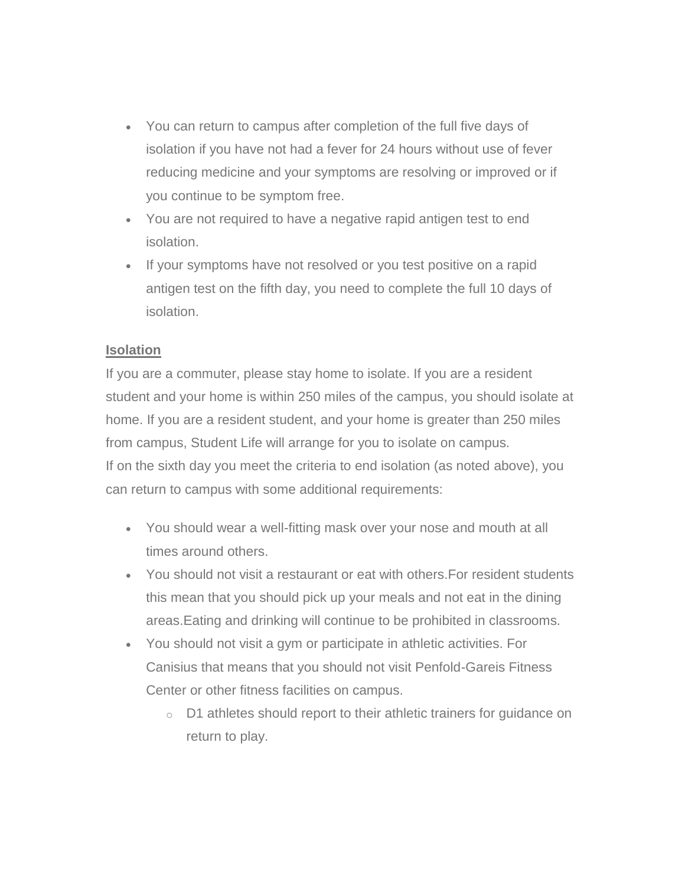- You can return to campus after completion of the full five days of isolation if you have not had a fever for 24 hours without use of fever reducing medicine and your symptoms are resolving or improved or if you continue to be symptom free.
- You are not required to have a negative rapid antigen test to end isolation.
- If your symptoms have not resolved or you test positive on a rapid antigen test on the fifth day, you need to complete the full 10 days of isolation.

**Isolation**

If you are a commuter, please stay home to isolate. If you are a resident student and your home is within 250 miles of the campus, you should isolate at home. If you are a resident student, and your home is greater than 250 miles from campus, Student Life will arrange for you to isolate on campus.
If on the sixth day you meet the criteria to end isolation (as noted above), you can return to campus with some additional requirements:

- You should wear a well-fitting mask over your nose and mouth at all times around others.
- You should not visit a restaurant or eat with others.For resident students this mean that you should pick up your meals and not eat in the dining areas.Eating and drinking will continue to be prohibited in classrooms.
- You should not visit a gym or participate in athletic activities. For Canisius that means that you should not visit Penfold-Gareis Fitness Center or other fitness facilities on campus.
  - D1 athletes should report to their athletic trainers for guidance on return to play.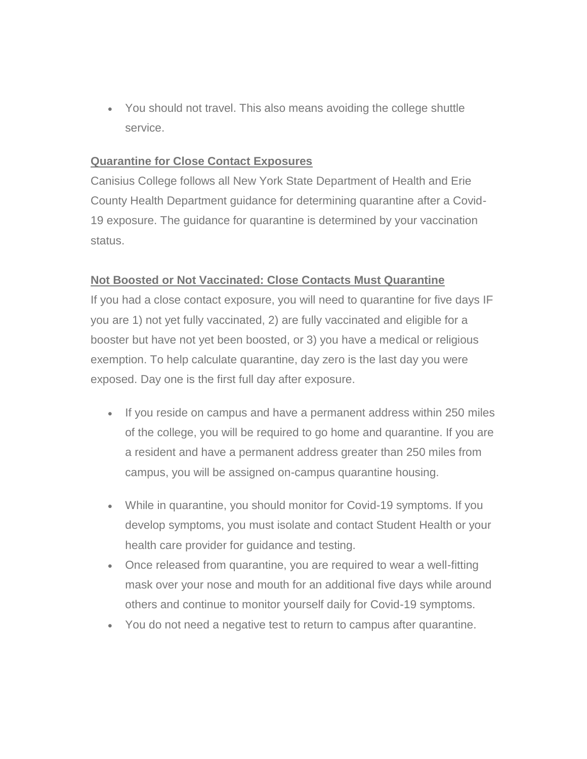- You should not travel. This also means avoiding the college shuttle service.

**Quarantine for Close Contact Exposures**

Canisius College follows all New York State Department of Health and Erie County Health Department guidance for determining quarantine after a Covid-19 exposure. The guidance for quarantine is determined by your vaccination status.

**Not Boosted or Not Vaccinated: Close Contacts Must Quarantine**

If you had a close contact exposure, you will need to quarantine for five days IF you are 1) not yet fully vaccinated, 2) are fully vaccinated and eligible for a booster but have not yet been boosted, or 3) you have a medical or religious exemption. To help calculate quarantine, day zero is the last day you were exposed. Day one is the first full day after exposure.

- If you reside on campus and have a permanent address within 250 miles of the college, you will be required to go home and quarantine. If you are a resident and have a permanent address greater than 250 miles from campus, you will be assigned on-campus quarantine housing.
- While in quarantine, you should monitor for Covid-19 symptoms. If you develop symptoms, you must isolate and contact Student Health or your health care provider for guidance and testing.
- Once released from quarantine, you are required to wear a well-fitting mask over your nose and mouth for an additional five days while around others and continue to monitor yourself daily for Covid-19 symptoms.
- You do not need a negative test to return to campus after quarantine.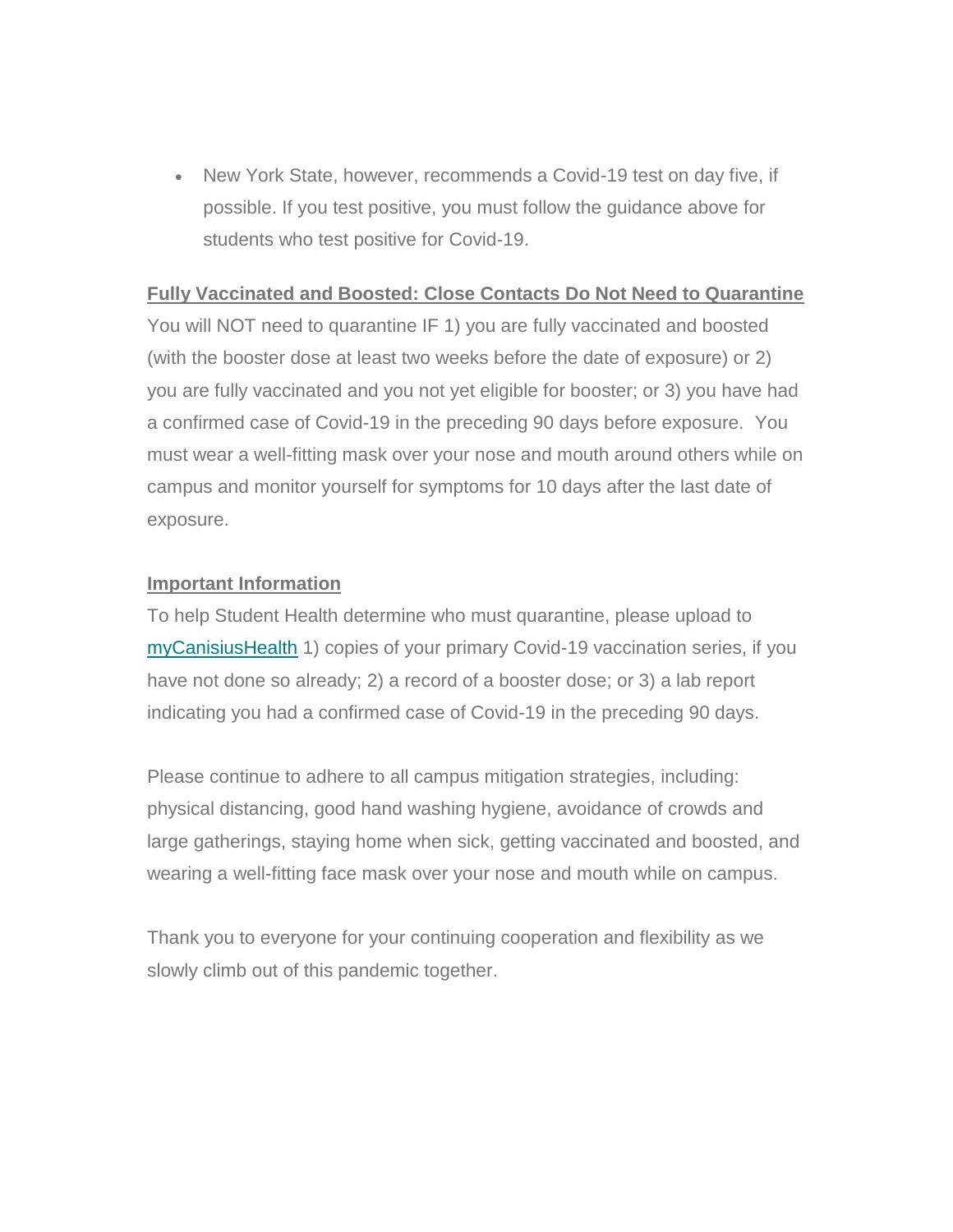- New York State, however, recommends a Covid-19 test on day five, if possible. If you test positive, you must follow the guidance above for students who test positive for Covid-19.

**Fully Vaccinated and Boosted: Close Contacts Do Not Need to Quarantine**
You will NOT need to quarantine IF 1) you are fully vaccinated and boosted (with the booster dose at least two weeks before the date of exposure) or 2) you are fully vaccinated and you not yet eligible for booster; or 3) you have had a confirmed case of Covid-19 in the preceding 90 days before exposure.  You must wear a well-fitting mask over your nose and mouth around others while on campus and monitor yourself for symptoms for 10 days after the last date of exposure.

**Important Information**
To help Student Health determine who must quarantine, please upload to myCanisiusHealth 1) copies of your primary Covid-19 vaccination series, if you have not done so already; 2) a record of a booster dose; or 3) a lab report indicating you had a confirmed case of Covid-19 in the preceding 90 days.

Please continue to adhere to all campus mitigation strategies, including: physical distancing, good hand washing hygiene, avoidance of crowds and large gatherings, staying home when sick, getting vaccinated and boosted, and wearing a well-fitting face mask over your nose and mouth while on campus.

Thank you to everyone for your continuing cooperation and flexibility as we slowly climb out of this pandemic together.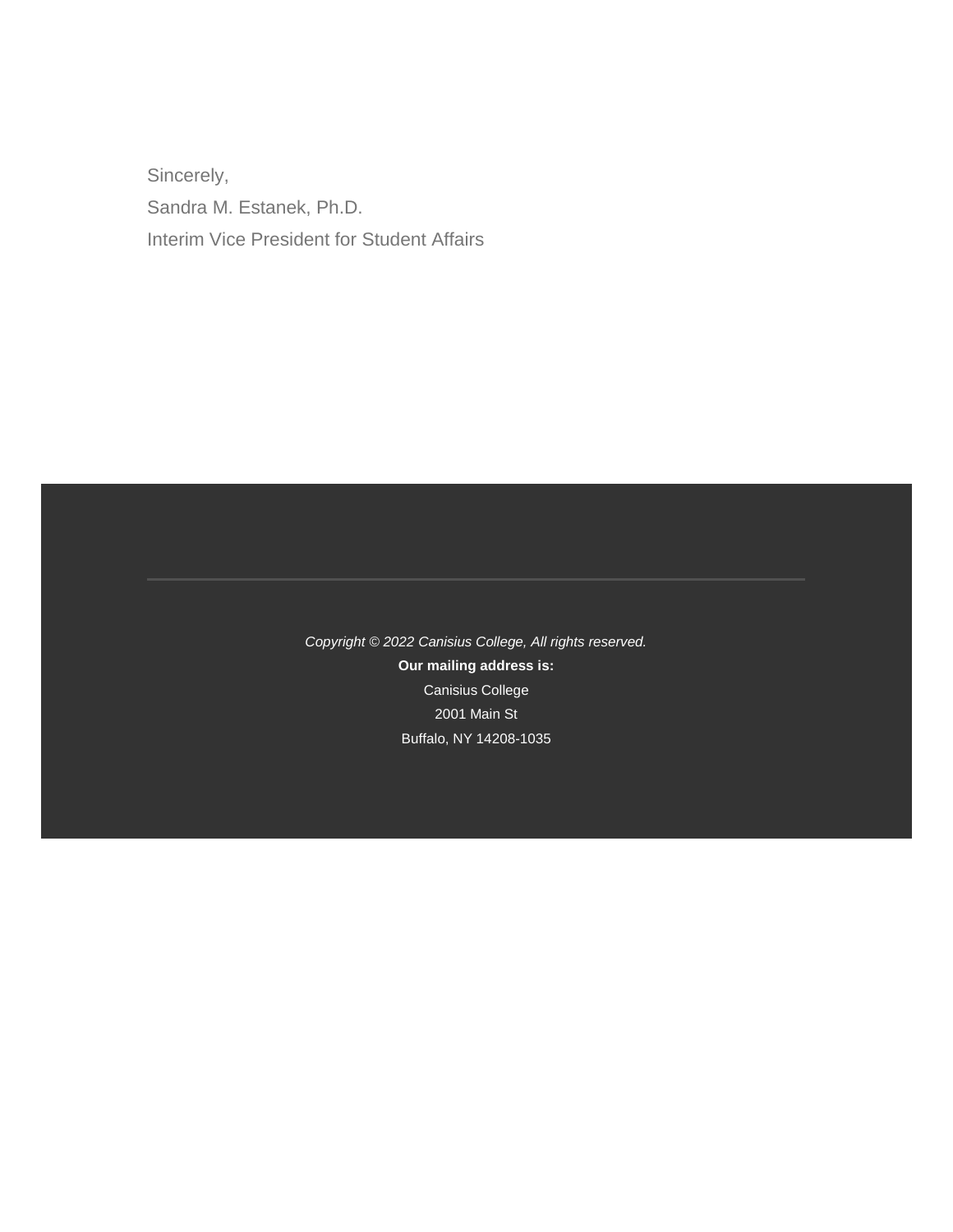Sincerely,

Sandra M. Estanek, Ph.D.

Interim Vice President for Student Affairs

---

*Copyright © 2022 Canisius College, All rights reserved.*

**Our mailing address is:**

Canisius College

2001 Main St

Buffalo, NY 14208-1035